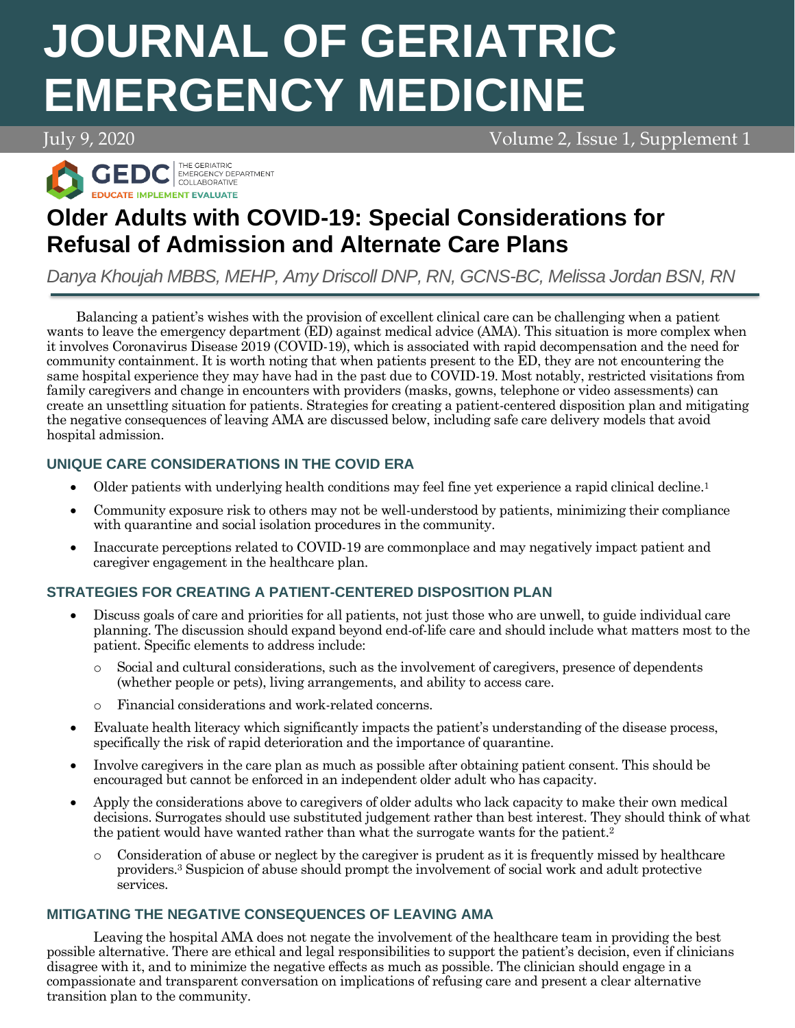# JOURNAL OF GERIATRIC EMERGENCY MEDICINE

July 9, 2020 Volume 2, Issue 1, Supplement 1

GEDC | THE GERIATRIC EMERGENCY DEPARTMENT COLLABORATIVE
EDUCATE IMPLEMENT EVALUATE

## Older Adults with COVID-19: Special Considerations for Refusal of Admission and Alternate Care Plans

*Danya Khoujah MBBS, MEHP, Amy Driscoll DNP, RN, GCNS-BC, Melissa Jordan BSN, RN*

Balancing a patient's wishes with the provision of excellent clinical care can be challenging when a patient wants to leave the emergency department (ED) against medical advice (AMA). This situation is more complex when it involves Coronavirus Disease 2019 (COVID-19), which is associated with rapid decompensation and the need for community containment. It is worth noting that when patients present to the ED, they are not encountering the same hospital experience they may have had in the past due to COVID-19. Most notably, restricted visitations from family caregivers and change in encounters with providers (masks, gowns, telephone or video assessments) can create an unsettling situation for patients. Strategies for creating a patient-centered disposition plan and mitigating the negative consequences of leaving AMA are discussed below, including safe care delivery models that avoid hospital admission.

### UNIQUE CARE CONSIDERATIONS IN THE COVID ERA

- Older patients with underlying health conditions may feel fine yet experience a rapid clinical decline.[1]
- Community exposure risk to others may not be well-understood by patients, minimizing their compliance with quarantine and social isolation procedures in the community.
- Inaccurate perceptions related to COVID-19 are commonplace and may negatively impact patient and caregiver engagement in the healthcare plan.

### STRATEGIES FOR CREATING A PATIENT-CENTERED DISPOSITION PLAN

- Discuss goals of care and priorities for all patients, not just those who are unwell, to guide individual care planning. The discussion should expand beyond end-of-life care and should include what matters most to the patient. Specific elements to address include:
    - Social and cultural considerations, such as the involvement of caregivers, presence of dependents (whether people or pets), living arrangements, and ability to access care.
    - Financial considerations and work-related concerns.
- Evaluate health literacy which significantly impacts the patient's understanding of the disease process, specifically the risk of rapid deterioration and the importance of quarantine.
- Involve caregivers in the care plan as much as possible after obtaining patient consent. This should be encouraged but cannot be enforced in an independent older adult who has capacity.
- Apply the considerations above to caregivers of older adults who lack capacity to make their own medical decisions. Surrogates should use substituted judgement rather than best interest. They should think of what the patient would have wanted rather than what the surrogate wants for the patient.[2]
    - Consideration of abuse or neglect by the caregiver is prudent as it is frequently missed by healthcare providers.[3] Suspicion of abuse should prompt the involvement of social work and adult protective services.

### MITIGATING THE NEGATIVE CONSEQUENCES OF LEAVING AMA

Leaving the hospital AMA does not negate the involvement of the healthcare team in providing the best possible alternative. There are ethical and legal responsibilities to support the patient's decision, even if clinicians disagree with it, and to minimize the negative effects as much as possible. The clinician should engage in a compassionate and transparent conversation on implications of refusing care and present a clear alternative transition plan to the community.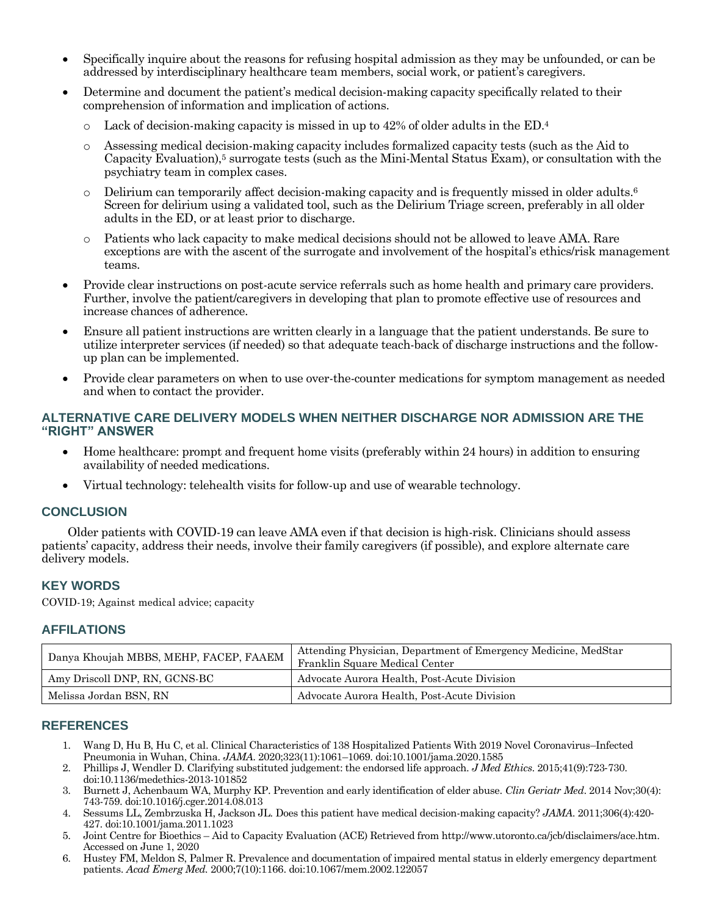- Specifically inquire about the reasons for refusing hospital admission as they may be unfounded, or can be addressed by interdisciplinary healthcare team members, social work, or patient's caregivers.
- Determine and document the patient's medical decision-making capacity specifically related to their comprehension of information and implication of actions.
  - Lack of decision-making capacity is missed in up to 42% of older adults in the ED.[4]
  - Assessing medical decision-making capacity includes formalized capacity tests (such as the Aid to Capacity Evaluation),[5] surrogate tests (such as the Mini-Mental Status Exam), or consultation with the psychiatry team in complex cases.
  - Delirium can temporarily affect decision-making capacity and is frequently missed in older adults.[6] Screen for delirium using a validated tool, such as the Delirium Triage screen, preferably in all older adults in the ED, or at least prior to discharge.
  - Patients who lack capacity to make medical decisions should not be allowed to leave AMA. Rare exceptions are with the ascent of the surrogate and involvement of the hospital's ethics/risk management teams.
- Provide clear instructions on post-acute service referrals such as home health and primary care providers. Further, involve the patient/caregivers in developing that plan to promote effective use of resources and increase chances of adherence.
- Ensure all patient instructions are written clearly in a language that the patient understands. Be sure to utilize interpreter services (if needed) so that adequate teach-back of discharge instructions and the follow-up plan can be implemented.
- Provide clear parameters on when to use over-the-counter medications for symptom management as needed and when to contact the provider.

## ALTERNATIVE CARE DELIVERY MODELS WHEN NEITHER DISCHARGE NOR ADMISSION ARE THE "RIGHT" ANSWER

- Home healthcare: prompt and frequent home visits (preferably within 24 hours) in addition to ensuring availability of needed medications.
- Virtual technology: telehealth visits for follow-up and use of wearable technology.

## CONCLUSION

Older patients with COVID-19 can leave AMA even if that decision is high-risk. Clinicians should assess patients' capacity, address their needs, involve their family caregivers (if possible), and explore alternate care delivery models.

## KEY WORDS

COVID-19; Against medical advice; capacity

## AFFILATIONS

| | |
|---|---|
| Danya Khoujah MBBS, MEHP, FACEP, FAAEM | Attending Physician, Department of Emergency Medicine, MedStar Franklin Square Medical Center |
| Amy Driscoll DNP, RN, GCNS-BC | Advocate Aurora Health, Post-Acute Division |
| Melissa Jordan BSN, RN | Advocate Aurora Health, Post-Acute Division |

## REFERENCES

1. Wang D, Hu B, Hu C, et al. Clinical Characteristics of 138 Hospitalized Patients With 2019 Novel Coronavirus–Infected Pneumonia in Wuhan, China. *JAMA*. 2020;323(11):1061–1069. doi:10.1001/jama.2020.1585
2. Phillips J, Wendler D. Clarifying substituted judgement: the endorsed life approach. *J Med Ethics*. 2015;41(9):723-730. doi:10.1136/medethics-2013-101852
3. Burnett J, Achenbaum WA, Murphy KP. Prevention and early identification of elder abuse. *Clin Geriatr Med*. 2014 Nov;30(4): 743-759. doi:10.1016/j.cger.2014.08.013
4. Sessums LL, Zembrzuska H, Jackson JL. Does this patient have medical decision-making capacity? *JAMA*. 2011;306(4):420-427. doi:10.1001/jama.2011.1023
5. Joint Centre for Bioethics – Aid to Capacity Evaluation (ACE) Retrieved from http://www.utoronto.ca/jcb/disclaimers/ace.htm. Accessed on June 1, 2020
6. Hustey FM, Meldon S, Palmer R. Prevalence and documentation of impaired mental status in elderly emergency department patients. *Acad Emerg Med.* 2000;7(10):1166. doi:10.1067/mem.2002.122057